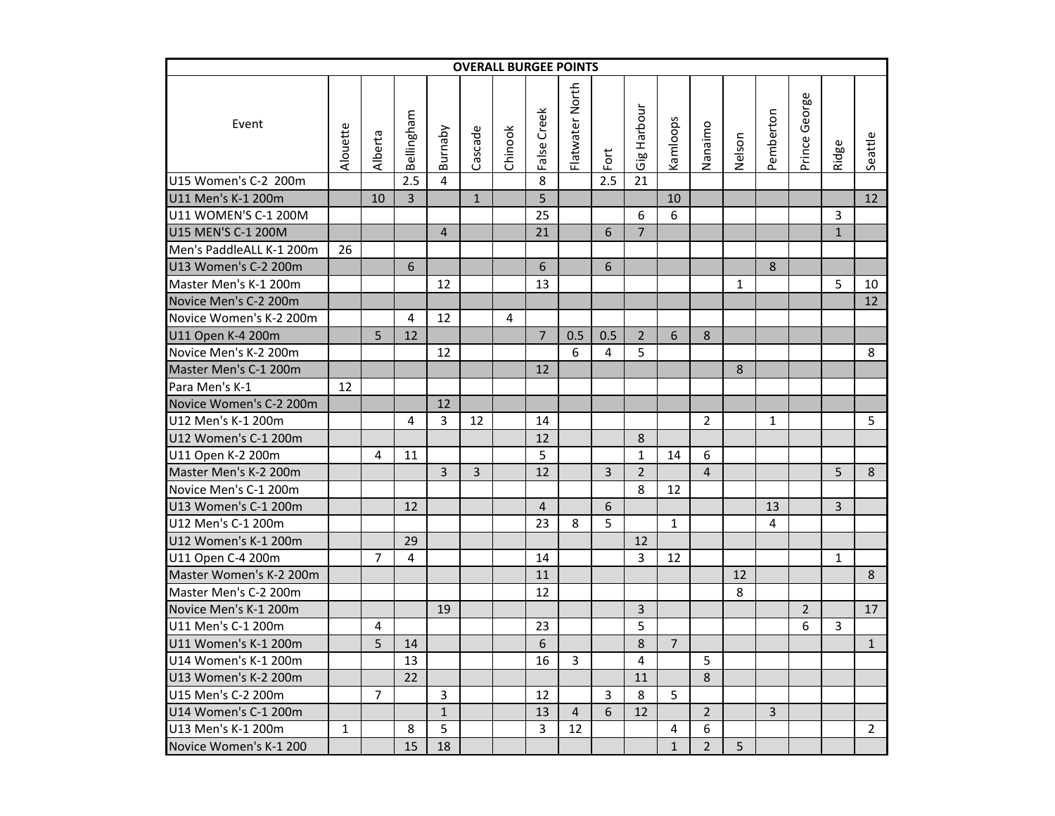| OVERALL BURGEE POINTS | | | | | | | | | | | | | | | | | |
|---|---|---|---|---|---|---|---|---|---|---|---|---|---|---|---|---|---|
| Event | Alouette | Alberta | Bellingham | Burnaby | Cascade | Chinook | False Creek | Flatwater North | Fort | Gig Harbour | Kamloops | Nanaimo | Nelson | Pemberton | Prince George | Ridge | Seattle |
| U15 Women's C-2 200m | | | 2.5 | 4 | | | 8 | | 2.5 | 21 | | | | | | | |
| U11 Men's K-1 200m | | 10 | 3 | | 1 | | 5 | | | | 10 | | | | | | 12 |
| U11 WOMEN'S C-1 200M | | | | | | | 25 | | | 6 | 6 | | | | | 3 | |
| U15 MEN'S C-1 200M | | | | 4 | | | 21 | | 6 | 7 | | | | | | 1 | |
| Men's PaddleALL K-1 200m | 26 | | | | | | | | | | | | | | | | |
| U13 Women's C-2 200m | | | 6 | | | | 6 | | 6 | | | | | 8 | | | |
| Master Men's K-1 200m | | | | 12 | | | 13 | | | | | | 1 | | | 5 | 10 |
| Novice Men's C-2 200m | | | | | | | | | | | | | | | | | 12 |
| Novice Women's K-2 200m | | | 4 | 12 | | 4 | | | | | | | | | | | |
| U11 Open K-4 200m | | 5 | 12 | | | | 7 | 0.5 | 0.5 | 2 | 6 | 8 | | | | | |
| Novice Men's K-2 200m | | | | 12 | | | | 6 | 4 | 5 | | | | | | | 8 |
| Master Men's C-1 200m | | | | | | | 12 | | | | | | 8 | | | | |
| Para Men's K-1 | 12 | | | | | | | | | | | | | | | | |
| Novice Women's C-2 200m | | | | 12 | | | | | | | | | | | | | |
| U12 Men's K-1 200m | | | 4 | 3 | 12 | | 14 | | | | | 2 | | 1 | | | 5 |
| U12 Women's C-1 200m | | | | | | | 12 | | | 8 | | | | | | | |
| U11 Open K-2 200m | | 4 | 11 | | | | 5 | | | 1 | 14 | 6 | | | | | |
| Master Men's K-2 200m | | | | 3 | 3 | | 12 | | 3 | 2 | | 4 | | | | 5 | 8 |
| Novice Men's C-1 200m | | | | | | | | | | 8 | 12 | | | | | | |
| U13 Women's C-1 200m | | | 12 | | | | 4 | | 6 | | | | | 13 | | 3 | |
| U12 Men's C-1 200m | | | | | | | 23 | 8 | 5 | | 1 | | | 4 | | | |
| U12 Women's K-1 200m | | | 29 | | | | | | | 12 | | | | | | | |
| U11 Open C-4 200m | | 7 | 4 | | | | 14 | | | 3 | 12 | | | | | 1 | |
| Master Women's K-2 200m | | | | | | | 11 | | | | | | 12 | | | | 8 |
| Master Men's C-2 200m | | | | | | | 12 | | | | | | 8 | | | | |
| Novice Men's K-1 200m | | | | 19 | | | | | | 3 | | | | | 2 | | 17 |
| U11 Men's C-1 200m | | 4 | | | | | 23 | | | 5 | | | | | 6 | 3 | |
| U11 Women's K-1 200m | | 5 | 14 | | | | 6 | | | 8 | 7 | | | | | | 1 |
| U14 Women's K-1 200m | | | 13 | | | | 16 | 3 | | 4 | | 5 | | | | | |
| U13 Women's K-2 200m | | | 22 | | | | | | | 11 | | 8 | | | | | |
| U15 Men's C-2 200m | | 7 | | 3 | | | 12 | | 3 | 8 | 5 | | | | | | |
| U14 Women's C-1 200m | | | | 1 | | | 13 | 4 | 6 | 12 | | 2 | | 3 | | | |
| U13 Men's K-1 200m | 1 | | 8 | 5 | | | 3 | 12 | | | 4 | 6 | | | | | 2 |
| Novice Women's K-1 200 | | | 15 | 18 | | | | | | | 1 | 2 | 5 | | | | |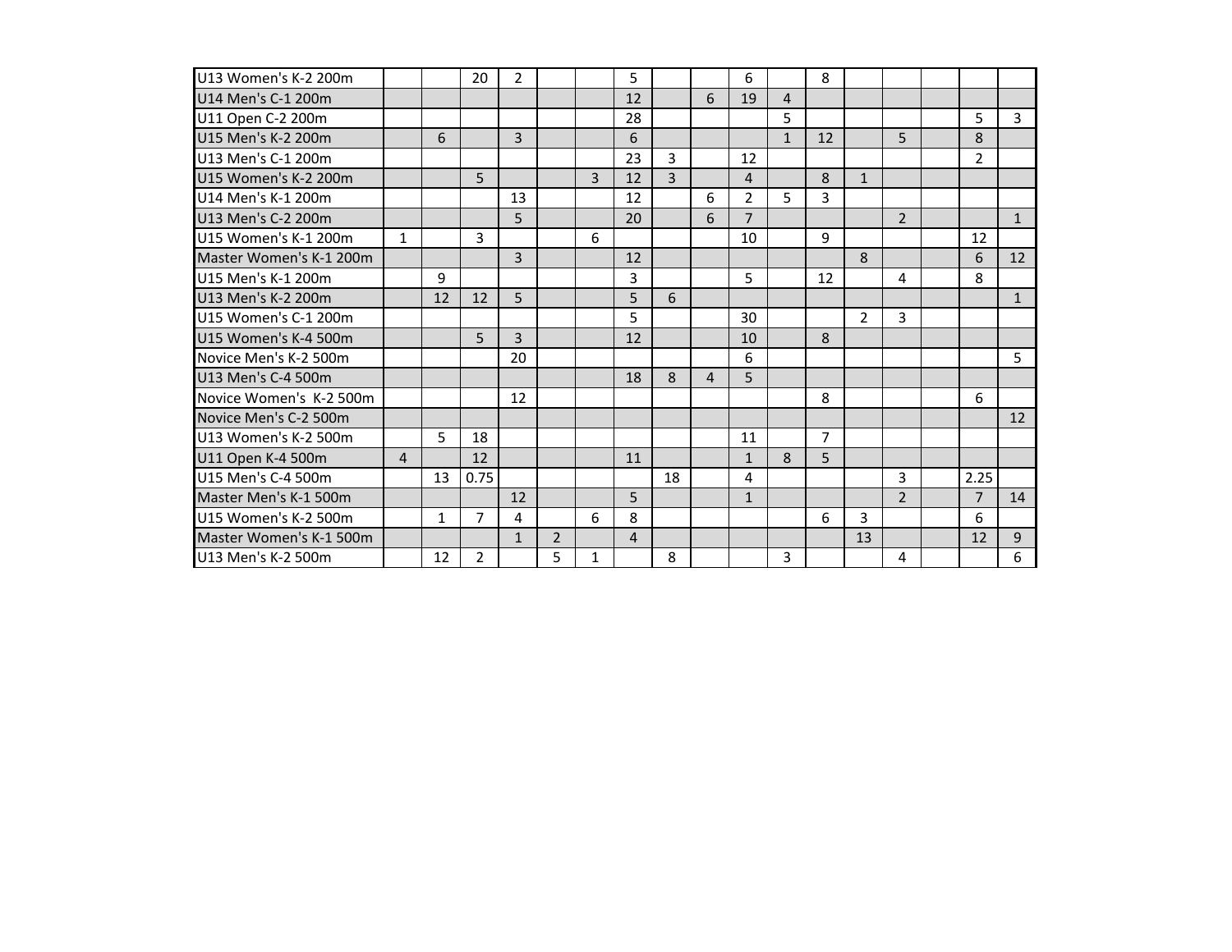| | | | | | | | | | | | | | | | | | |
|---|---|---|---|---|---|---|---|---|---|---|---|---|---|---|---|---|---|
| U13 Women's K-2 200m | | | 20 | 2 | | | 5 | | | 6 | | 8 | | | | | |
| U14 Men's C-1 200m | | | | | | | 12 | | 6 | 19 | 4 | | | | | | |
| U11 Open C-2 200m | | | | | | | 28 | | | | 5 | | | | | 5 | 3 |
| U15 Men's K-2 200m | | 6 | | 3 | | | 6 | | | | 1 | 12 | | 5 | | 8 | |
| U13 Men's C-1 200m | | | | | | | 23 | 3 | | 12 | | | | | | 2 | |
| U15 Women's K-2 200m | | | 5 | | | 3 | 12 | 3 | | 4 | | 8 | 1 | | | | |
| U14 Men's K-1 200m | | | | 13 | | | 12 | | 6 | 2 | 5 | 3 | | | | | |
| U13 Men's C-2 200m | | | | 5 | | | 20 | | 6 | 7 | | | | 2 | | | 1 |
| U15 Women's K-1 200m | 1 | | 3 | | | 6 | | | | 10 | | 9 | | | | 12 | |
| Master Women's K-1 200m | | | | 3 | | | 12 | | | | | | 8 | | | 6 | 12 |
| U15 Men's K-1 200m | | 9 | | | | | 3 | | | 5 | | 12 | | 4 | | 8 | |
| U13 Men's K-2 200m | | 12 | 12 | 5 | | | 5 | 6 | | | | | | | | | 1 |
| U15 Women's C-1 200m | | | | | | | 5 | | | 30 | | | 2 | 3 | | | |
| U15 Women's K-4 500m | | | 5 | 3 | | | 12 | | | 10 | | 8 | | | | | |
| Novice Men's K-2 500m | | | | 20 | | | | | | 6 | | | | | | | 5 |
| U13 Men's C-4 500m | | | | | | | 18 | 8 | 4 | 5 | | | | | | | |
| Novice Women's K-2 500m | | | | 12 | | | | | | | | 8 | | | | 6 | |
| Novice Men's C-2 500m | | | | | | | | | | | | | | | | | 12 |
| U13 Women's K-2 500m | | 5 | 18 | | | | | | | 11 | | 7 | | | | | |
| U11 Open K-4 500m | 4 | | 12 | | | | 11 | | | 1 | 8 | 5 | | | | | |
| U15 Men's C-4 500m | | 13 | 0.75 | | | | | 18 | | 4 | | | | 3 | | 2.25 | |
| Master Men's K-1 500m | | | | 12 | | | 5 | | | 1 | | | | 2 | | 7 | 14 |
| U15 Women's K-2 500m | | 1 | 7 | 4 | | 6 | 8 | | | | | 6 | 3 | | | 6 | |
| Master Women's K-1 500m | | | | 1 | 2 | | 4 | | | | | | 13 | | | 12 | 9 |
| U13 Men's K-2 500m | | 12 | 2 | | 5 | 1 | | 8 | | | 3 | | | 4 | | | 6 |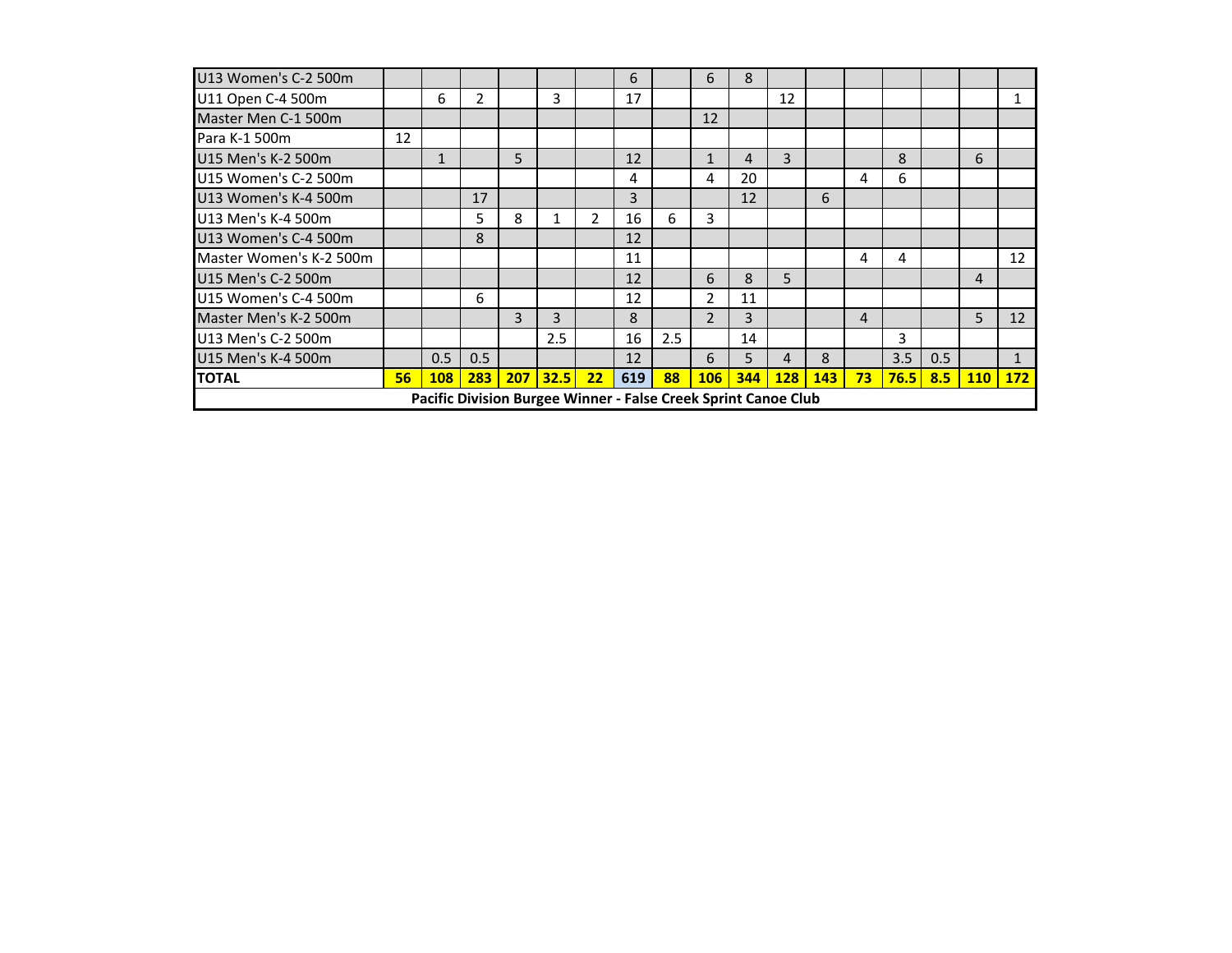| | | | | | | | | | | | | | | | | | |
|---|---|---|---|---|---|---|---|---|---|---|---|---|---|---|---|---|---|
| U13 Women's C-2 500m | | | | | | | 6 | | 6 | 8 | | | | | | | |
| U11 Open C-4 500m | | 6 | 2 | | 3 | | 17 | | | | 12 | | | | | | 1 |
| Master Men C-1 500m | | | | | | | | | 12 | | | | | | | | |
| Para K-1 500m | 12 | | | | | | | | | | | | | | | | |
| U15 Men's K-2 500m | | 1 | | 5 | | | 12 | | 1 | 4 | 3 | | | 8 | | 6 | |
| U15 Women's C-2 500m | | | | | | | 4 | | 4 | 20 | | | 4 | 6 | | | |
| U13 Women's K-4 500m | | | 17 | | | | 3 | | | 12 | | 6 | | | | | |
| U13 Men's K-4 500m | | | 5 | 8 | 1 | 2 | 16 | 6 | 3 | | | | | | | | |
| U13 Women's C-4 500m | | | 8 | | | | 12 | | | | | | | | | | |
| Master Women's K-2 500m | | | | | | | 11 | | | | | | 4 | 4 | | | 12 |
| U15 Men's C-2 500m | | | | | | | 12 | | 6 | 8 | 5 | | | | | 4 | |
| U15 Women's C-4 500m | | | 6 | | | | 12 | | 2 | 11 | | | | | | | |
| Master Men's K-2 500m | | | | 3 | 3 | | 8 | | 2 | 3 | | | 4 | | | 5 | 12 |
| U13 Men's C-2 500m | | | | | 2.5 | | 16 | 2.5 | | 14 | | | | 3 | | | |
| U15 Men's K-4 500m | | 0.5 | 0.5 | | | | 12 | | 6 | 5 | 4 | 8 | | 3.5 | 0.5 | | 1 |
| **TOTAL** | **56** | **108** | **283** | **207** | **32.5** | **22** | **619** | **88** | **106** | **344** | **128** | **143** | **73** | **76.5** | **8.5** | **110** | **172** |
| **Pacific Division Burgee Winner - False Creek Sprint Canoe Club** | | | | | | | | | | | | | | | | | |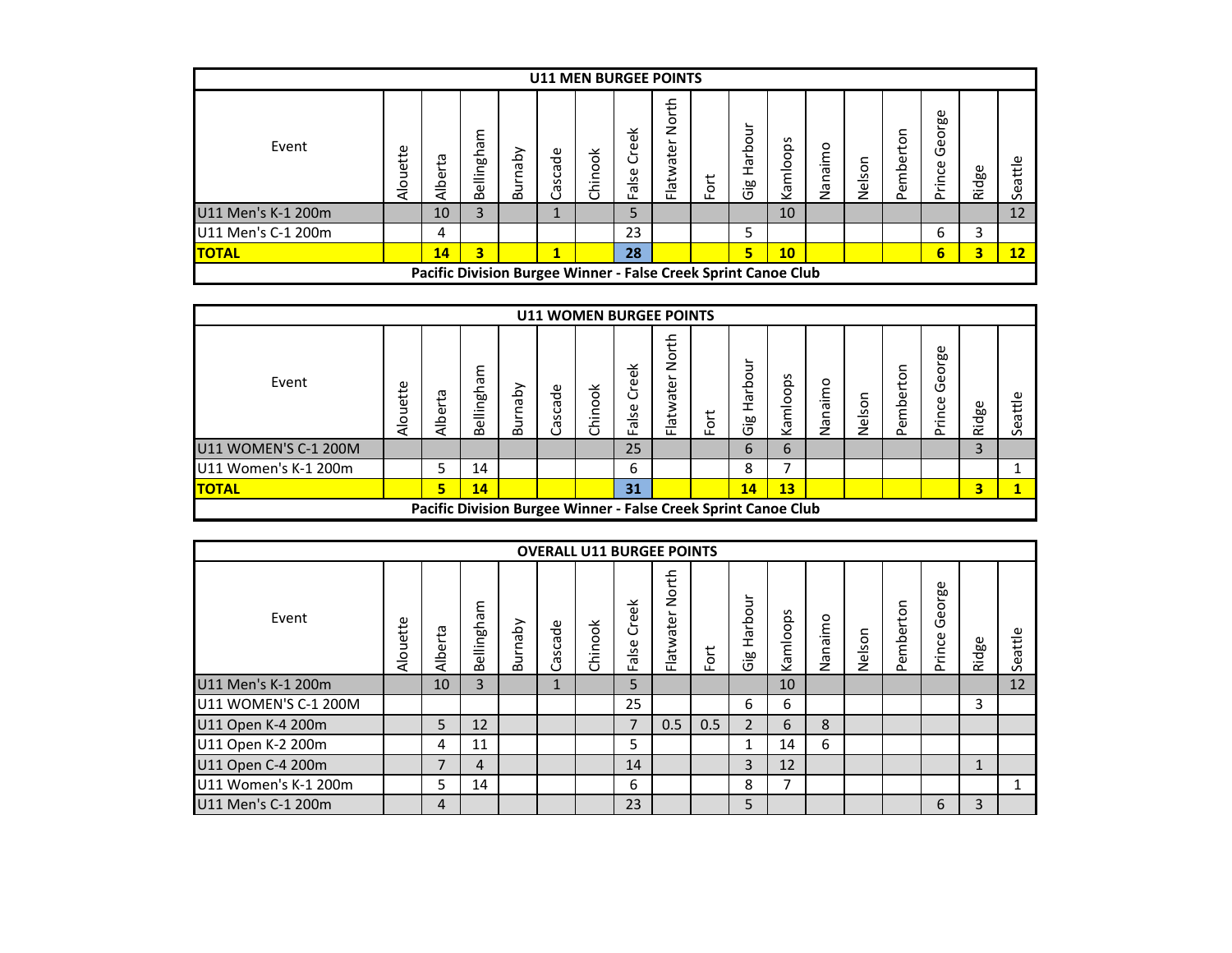| U11 MEN BURGEE POINTS | | | | | | | | | | | | | | | | | |
|---|---|---|---|---|---|---|---|---|---|---|---|---|---|---|---|---|---|
| Event | Alouette | Alberta | Bellingham | Burnaby | Cascade | Chinook | False Creek | Flatwater North | Fort | Gig Harbour | Kamloops | Nanaimo | Nelson | Pemberton | Prince George | Ridge | Seattle |
| U11 Men's K-1 200m | | 10 | 3 | | 1 | | 5 | | | | 10 | | | | | | 12 |
| U11 Men's C-1 200m | | 4 | | | | | 23 | | | 5 | | | | | 6 | 3 | |
| **TOTAL** | | **14** | **3** | | **1** | | **28** | | | **5** | **10** | | | | **6** | **3** | **12** |
| **Pacific Division Burgee Winner - False Creek Sprint Canoe Club** | | | | | | | | | | | | | | | | | |

| U11 WOMEN BURGEE POINTS | | | | | | | | | | | | | | | | | |
|---|---|---|---|---|---|---|---|---|---|---|---|---|---|---|---|---|---|
| Event | Alouette | Alberta | Bellingham | Burnaby | Cascade | Chinook | False Creek | Flatwater North | Fort | Gig Harbour | Kamloops | Nanaimo | Nelson | Pemberton | Prince George | Ridge | Seattle |
| U11 WOMEN'S C-1 200M | | | | | | | 25 | | | 6 | 6 | | | | | 3 | |
| U11 Women's K-1 200m | | 5 | 14 | | | | 6 | | | 8 | 7 | | | | | | 1 |
| **TOTAL** | | **5** | **14** | | | | **31** | | | **14** | **13** | | | | | **3** | **1** |
| **Pacific Division Burgee Winner - False Creek Sprint Canoe Club** | | | | | | | | | | | | | | | | | |

| OVERALL U11 BURGEE POINTS | | | | | | | | | | | | | | | | | |
|---|---|---|---|---|---|---|---|---|---|---|---|---|---|---|---|---|---|
| Event | Alouette | Alberta | Bellingham | Burnaby | Cascade | Chinook | False Creek | Flatwater North | Fort | Gig Harbour | Kamloops | Nanaimo | Nelson | Pemberton | Prince George | Ridge | Seattle |
| U11 Men's K-1 200m | | 10 | 3 | | 1 | | 5 | | | | 10 | | | | | | 12 |
| U11 WOMEN'S C-1 200M | | | | | | | 25 | | | 6 | 6 | | | | | 3 | |
| U11 Open K-4 200m | | 5 | 12 | | | | 7 | 0.5 | 0.5 | 2 | 6 | 8 | | | | | |
| U11 Open K-2 200m | | 4 | 11 | | | | 5 | | | 1 | 14 | 6 | | | | | |
| U11 Open C-4 200m | | 7 | 4 | | | | 14 | | | 3 | 12 | | | | | 1 | |
| U11 Women's K-1 200m | | 5 | 14 | | | | 6 | | | 8 | 7 | | | | | | 1 |
| U11 Men's C-1 200m | | 4 | | | | | 23 | | | 5 | | | | | 6 | 3 | |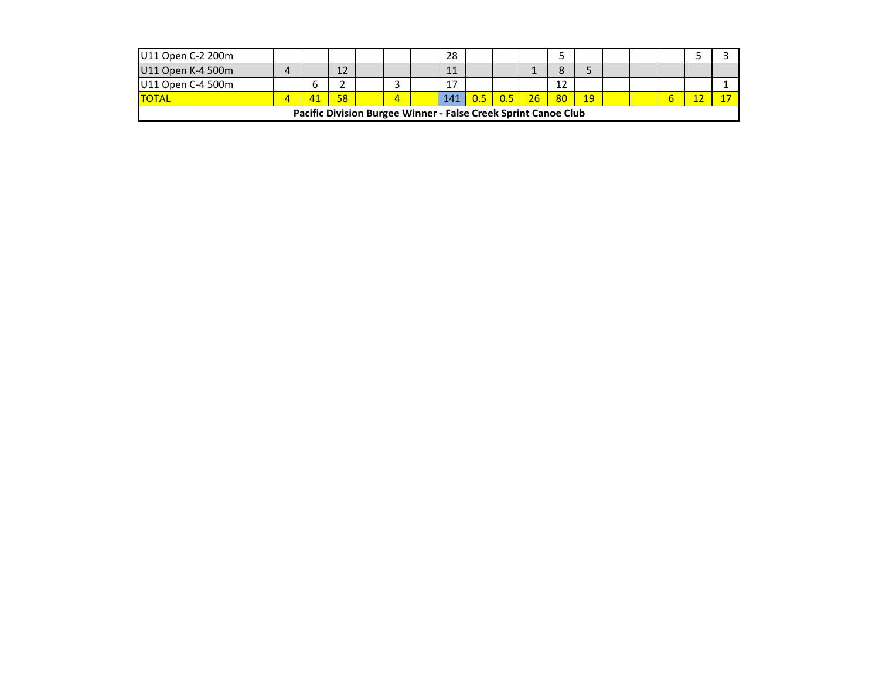| | | | | | | | | | | | | | | | | | |
|---|---|---|---|---|---|---|---|---|---|---|---|---|---|---|---|---|---|
| U11 Open C-2 200m | | | | | | | 28 | | | | 5 | | | | | 5 | 3 |
| U11 Open K-4 500m | 4 | | 12 | | | | 11 | | | 1 | 8 | 5 | | | | | |
| U11 Open C-4 500m | | 6 | 2 | | 3 | | 17 | | | | 12 | | | | | | 1 |
| TOTAL | 4 | 41 | 58 | | 4 | | 141 | 0.5 | 0.5 | 26 | 80 | 19 | | | 6 | 12 | 17 |
| **Pacific Division Burgee Winner - False Creek Sprint Canoe Club** | | | | | | | | | | | | | | | | | |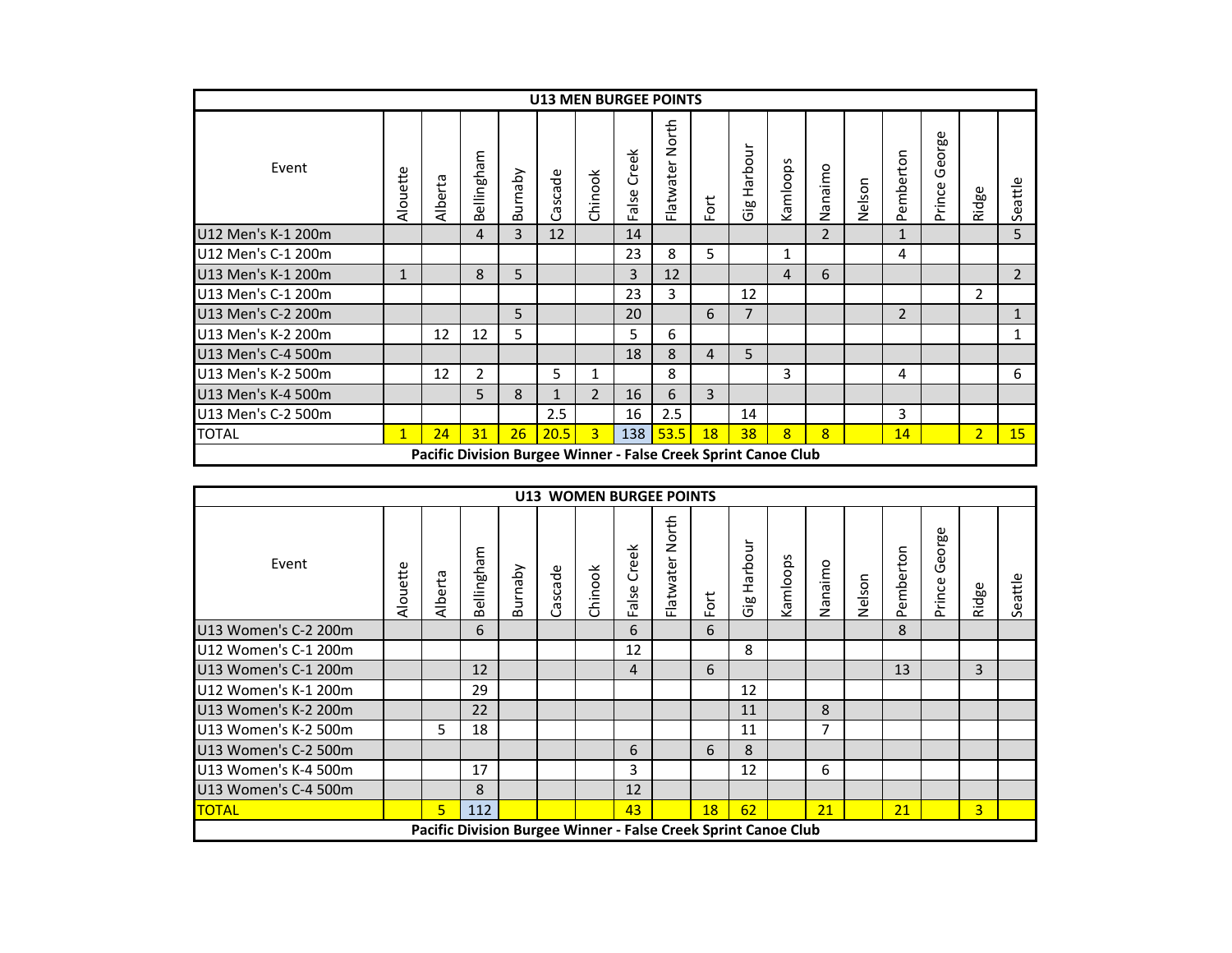| U13 MEN BURGEE POINTS | | | | | | | | | | | | | | | | | |
|---|---|---|---|---|---|---|---|---|---|---|---|---|---|---|---|---|---|
| Event | Alouette | Alberta | Bellingham | Burnaby | Cascade | Chinook | False Creek | Flatwater North | Fort | Gig Harbour | Kamloops | Nanaimo | Nelson | Pemberton | Prince George | Ridge | Seattle |
| U12 Men's K-1 200m | | | 4 | 3 | 12 | | 14 | | | | | 2 | | 1 | | | 5 |
| U12 Men's C-1 200m | | | | | | | 23 | 8 | 5 | | 1 | | | 4 | | | |
| U13 Men's K-1 200m | 1 | | 8 | 5 | | | 3 | 12 | | | 4 | 6 | | | | | 2 |
| U13 Men's C-1 200m | | | | | | | 23 | 3 | | 12 | | | | | | 2 | |
| U13 Men's C-2 200m | | | | 5 | | | 20 | | 6 | 7 | | | | 2 | | | 1 |
| U13 Men's K-2 200m | | 12 | 12 | 5 | | | 5 | 6 | | | | | | | | | 1 |
| U13 Men's C-4 500m | | | | | | | 18 | 8 | 4 | 5 | | | | | | | |
| U13 Men's K-2 500m | | 12 | 2 | | 5 | 1 | | 8 | | | 3 | | | 4 | | | 6 |
| U13 Men's K-4 500m | | | 5 | 8 | 1 | 2 | 16 | 6 | 3 | | | | | | | | |
| U13 Men's C-2 500m | | | | | 2.5 | | 16 | 2.5 | | 14 | | | | 3 | | | |
| TOTAL | 1 | 24 | 31 | 26 | 20.5 | 3 | 138 | 53.5 | 18 | 38 | 8 | 8 | | 14 | | 2 | 15 |
| **Pacific Division Burgee Winner - False Creek Sprint Canoe Club** | | | | | | | | | | | | | | | | | |

| U13 WOMEN BURGEE POINTS | | | | | | | | | | | | | | | | | |
|---|---|---|---|---|---|---|---|---|---|---|---|---|---|---|---|---|---|
| Event | Alouette | Alberta | Bellingham | Burnaby | Cascade | Chinook | False Creek | Flatwater North | Fort | Gig Harbour | Kamloops | Nanaimo | Nelson | Pemberton | Prince George | Ridge | Seattle |
| U13 Women's C-2 200m | | | 6 | | | | 6 | | 6 | | | | | 8 | | | |
| U12 Women's C-1 200m | | | | | | | 12 | | | 8 | | | | | | | |
| U13 Women's C-1 200m | | | 12 | | | | 4 | | 6 | | | | | 13 | | 3 | |
| U12 Women's K-1 200m | | | 29 | | | | | | | 12 | | | | | | | |
| U13 Women's K-2 200m | | | 22 | | | | | | | 11 | | 8 | | | | | |
| U13 Women's K-2 500m | | 5 | 18 | | | | | | | 11 | | 7 | | | | | |
| U13 Women's C-2 500m | | | | | | | 6 | | 6 | 8 | | | | | | | |
| U13 Women's K-4 500m | | | 17 | | | | 3 | | | 12 | | 6 | | | | | |
| U13 Women's C-4 500m | | | 8 | | | | 12 | | | | | | | | | | |
| TOTAL | | 5 | 112 | | | | 43 | | 18 | 62 | | 21 | | 21 | | 3 | |
| **Pacific Division Burgee Winner - False Creek Sprint Canoe Club** | | | | | | | | | | | | | | | | | |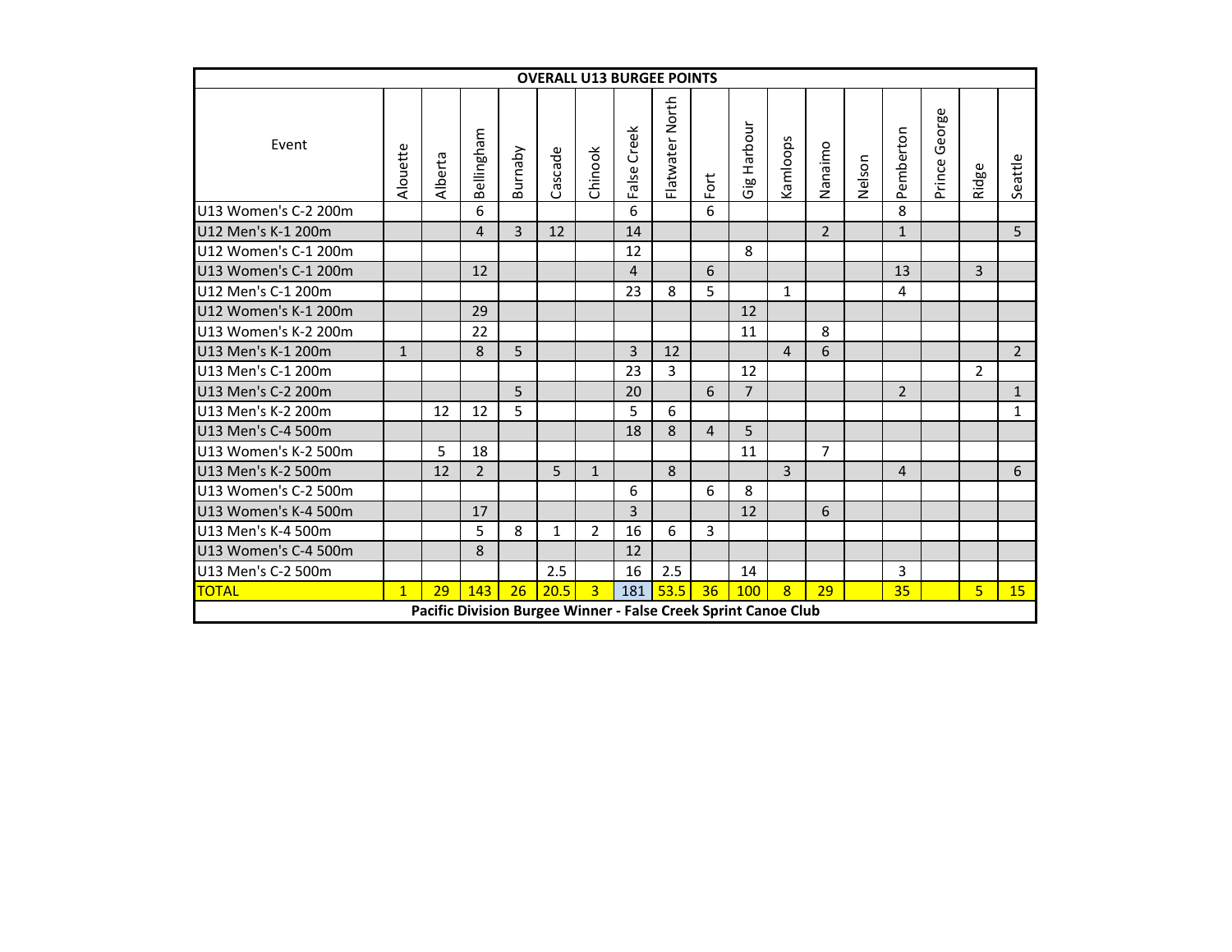| OVERALL U13 BURGEE POINTS | | | | | | | | | | | | | | | | | |
|---|---|---|---|---|---|---|---|---|---|---|---|---|---|---|---|---|---|
| Event | Alouette | Alberta | Bellingham | Burnaby | Cascade | Chinook | False Creek | Flatwater North | Fort | Gig Harbour | Kamloops | Nanaimo | Nelson | Pemberton | Prince George | Ridge | Seattle |
| U13 Women's C-2 200m | | | 6 | | | | 6 | | 6 | | | | | 8 | | | |
| U12 Men's K-1 200m | | | 4 | 3 | 12 | | 14 | | | | | 2 | | 1 | | | 5 |
| U12 Women's C-1 200m | | | | | | | 12 | | | 8 | | | | | | | |
| U13 Women's C-1 200m | | | 12 | | | | 4 | | 6 | | | | | 13 | | 3 | |
| U12 Men's C-1 200m | | | | | | | 23 | 8 | 5 | | 1 | | | 4 | | | |
| U12 Women's K-1 200m | | | 29 | | | | | | | 12 | | | | | | | |
| U13 Women's K-2 200m | | | 22 | | | | | | | 11 | | 8 | | | | | |
| U13 Men's K-1 200m | 1 | | 8 | 5 | | | 3 | 12 | | | 4 | 6 | | | | | 2 |
| U13 Men's C-1 200m | | | | | | | 23 | 3 | | 12 | | | | | | 2 | |
| U13 Men's C-2 200m | | | | 5 | | | 20 | | 6 | 7 | | | | 2 | | | 1 |
| U13 Men's K-2 200m | | 12 | 12 | 5 | | | 5 | 6 | | | | | | | | | 1 |
| U13 Men's C-4 500m | | | | | | | 18 | 8 | 4 | 5 | | | | | | | |
| U13 Women's K-2 500m | | 5 | 18 | | | | | | | 11 | | 7 | | | | | |
| U13 Men's K-2 500m | | 12 | 2 | | 5 | 1 | | 8 | | | 3 | | | 4 | | | 6 |
| U13 Women's C-2 500m | | | | | | | 6 | | 6 | 8 | | | | | | | |
| U13 Women's K-4 500m | | | 17 | | | | 3 | | | 12 | | 6 | | | | | |
| U13 Men's K-4 500m | | | 5 | 8 | 1 | 2 | 16 | 6 | 3 | | | | | | | | |
| U13 Women's C-4 500m | | | 8 | | | | 12 | | | | | | | | | | |
| U13 Men's C-2 500m | | | | | 2.5 | | 16 | 2.5 | | 14 | | | | 3 | | | |
| TOTAL | 1 | 29 | 143 | 26 | 20.5 | 3 | 181 | 53.5 | 36 | 100 | 8 | 29 | | 35 | | 5 | 15 |

**Pacific Division Burgee Winner - False Creek Sprint Canoe Club**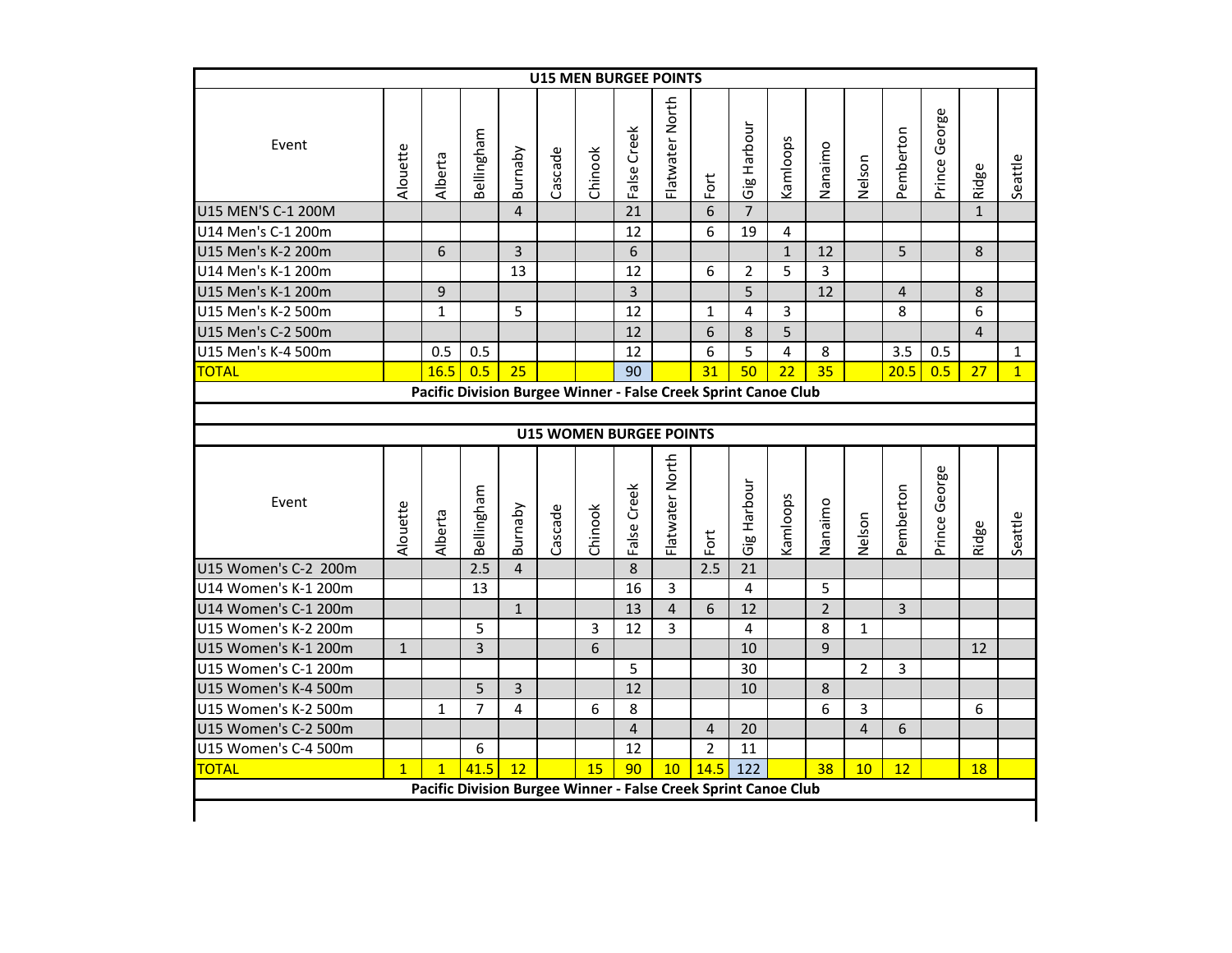## U15 MEN BURGEE POINTS

| Event | Alouette | Alberta | Bellingham | Burnaby | Cascade | Chinook | False Creek | Flatwater North | Fort | Gig Harbour | Kamloops | Nanaimo | Nelson | Pemberton | Prince George | Ridge | Seattle |
|---|---|---|---|---|---|---|---|---|---|---|---|---|---|---|---|---|---|
| U15 MEN'S C-1 200M | | | | 4 | | | 21 | | 6 | 7 | | | | | | 1 | |
| U14 Men's C-1 200m | | | | | | | 12 | | 6 | 19 | 4 | | | | | | |
| U15 Men's K-2 200m | | 6 | | 3 | | | 6 | | | | 1 | 12 | | 5 | | 8 | |
| U14 Men's K-1 200m | | | | 13 | | | 12 | | 6 | 2 | 5 | 3 | | | | | |
| U15 Men's K-1 200m | | 9 | | | | | 3 | | | 5 | | 12 | | 4 | | 8 | |
| U15 Men's K-2 500m | | 1 | | 5 | | | 12 | | 1 | 4 | 3 | | | 8 | | 6 | |
| U15 Men's C-2 500m | | | | | | | 12 | | 6 | 8 | 5 | | | | | 4 | |
| U15 Men's K-4 500m | | 0.5 | 0.5 | | | | 12 | | 6 | 5 | 4 | 8 | | 3.5 | 0.5 | | 1 |
| TOTAL | | 16.5 | 0.5 | 25 | | | 90 | | 31 | 50 | 22 | 35 | | 20.5 | 0.5 | 27 | 1 |

**Pacific Division Burgee Winner - False Creek Sprint Canoe Club**

## U15 WOMEN BURGEE POINTS

| Event | Alouette | Alberta | Bellingham | Burnaby | Cascade | Chinook | False Creek | Flatwater North | Fort | Gig Harbour | Kamloops | Nanaimo | Nelson | Pemberton | Prince George | Ridge | Seattle |
|---|---|---|---|---|---|---|---|---|---|---|---|---|---|---|---|---|---|
| U15 Women's C-2 200m | | | 2.5 | 4 | | | 8 | | 2.5 | 21 | | | | | | | |
| U14 Women's K-1 200m | | | 13 | | | | 16 | 3 | | 4 | | 5 | | | | | |
| U14 Women's C-1 200m | | | | 1 | | | 13 | 4 | 6 | 12 | | 2 | | 3 | | | |
| U15 Women's K-2 200m | | | 5 | | | 3 | 12 | 3 | | 4 | | 8 | 1 | | | | |
| U15 Women's K-1 200m | 1 | | 3 | | | 6 | | | | 10 | | 9 | | | | 12 | |
| U15 Women's C-1 200m | | | | | | | 5 | | | 30 | | | 2 | 3 | | | |
| U15 Women's K-4 500m | | | 5 | 3 | | | 12 | | | 10 | | 8 | | | | | |
| U15 Women's K-2 500m | | 1 | 7 | 4 | | 6 | 8 | | | | | 6 | 3 | | | 6 | |
| U15 Women's C-2 500m | | | | | | | 4 | | 4 | 20 | | | 4 | 6 | | | |
| U15 Women's C-4 500m | | | 6 | | | | 12 | | 2 | 11 | | | | | | | |
| TOTAL | 1 | 1 | 41.5 | 12 | | 15 | 90 | 10 | 14.5 | 122 | | 38 | 10 | 12 | | 18 | |

**Pacific Division Burgee Winner - False Creek Sprint Canoe Club**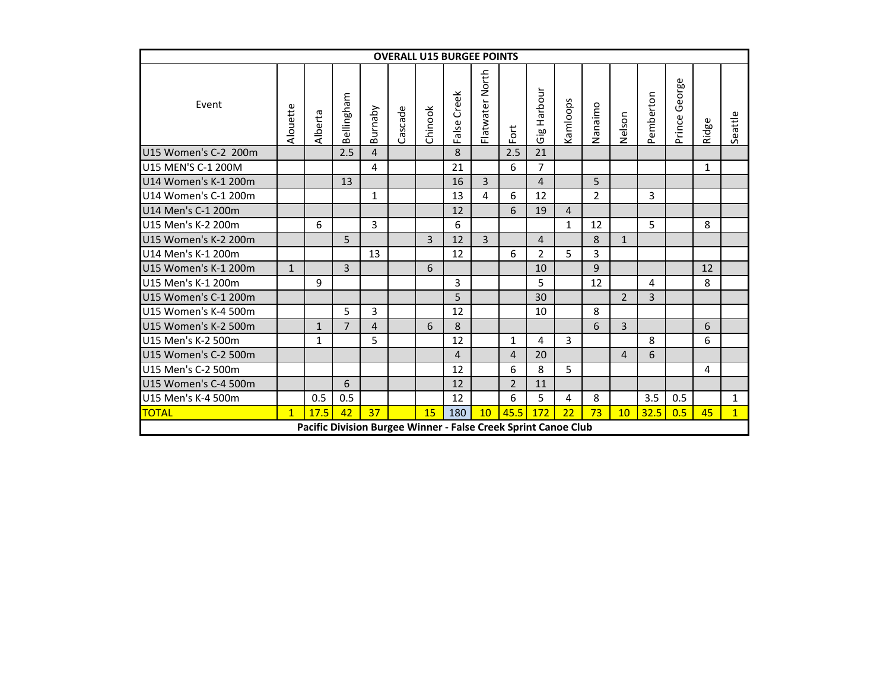| OVERALL U15 BURGEE POINTS | | | | | | | | | | | | | | | | | |
|---|---|---|---|---|---|---|---|---|---|---|---|---|---|---|---|---|---|
| Event | Alouette | Alberta | Bellingham | Burnaby | Cascade | Chinook | False Creek | Flatwater North | Fort | Gig Harbour | Kamloops | Nanaimo | Nelson | Pemberton | Prince George | Ridge | Seattle |
| U15 Women's C-2 200m | | | 2.5 | 4 | | | 8 | | 2.5 | 21 | | | | | | | |
| U15 MEN'S C-1 200M | | | | 4 | | | 21 | | 6 | 7 | | | | | | 1 | |
| U14 Women's K-1 200m | | | 13 | | | | 16 | 3 | | 4 | | 5 | | | | | |
| U14 Women's C-1 200m | | | | 1 | | | 13 | 4 | 6 | 12 | | 2 | | 3 | | | |
| U14 Men's C-1 200m | | | | | | | 12 | | 6 | 19 | 4 | | | | | | |
| U15 Men's K-2 200m | | 6 | | 3 | | | 6 | | | | 1 | 12 | | 5 | | 8 | |
| U15 Women's K-2 200m | | | 5 | | | 3 | 12 | 3 | | 4 | | 8 | 1 | | | | |
| U14 Men's K-1 200m | | | | 13 | | | 12 | | 6 | 2 | 5 | 3 | | | | | |
| U15 Women's K-1 200m | 1 | | 3 | | | 6 | | | | 10 | | 9 | | | | 12 | |
| U15 Men's K-1 200m | | 9 | | | | | 3 | | | 5 | | 12 | | 4 | | 8 | |
| U15 Women's C-1 200m | | | | | | | 5 | | | 30 | | | 2 | 3 | | | |
| U15 Women's K-4 500m | | | 5 | 3 | | | 12 | | | 10 | | 8 | | | | | |
| U15 Women's K-2 500m | | 1 | 7 | 4 | | 6 | 8 | | | | | 6 | 3 | | | 6 | |
| U15 Men's K-2 500m | | 1 | | 5 | | | 12 | | 1 | 4 | 3 | | | 8 | | 6 | |
| U15 Women's C-2 500m | | | | | | | 4 | | 4 | 20 | | | 4 | 6 | | | |
| U15 Men's C-2 500m | | | | | | | 12 | | 6 | 8 | 5 | | | | | 4 | |
| U15 Women's C-4 500m | | | 6 | | | | 12 | | 2 | 11 | | | | | | | |
| U15 Men's K-4 500m | | 0.5 | 0.5 | | | | 12 | | 6 | 5 | 4 | 8 | | 3.5 | 0.5 | | 1 |
| TOTAL | 1 | 17.5 | 42 | 37 | | 15 | 180 | 10 | 45.5 | 172 | 22 | 73 | 10 | 32.5 | 0.5 | 45 | 1 |
| Pacific Division Burgee Winner - False Creek Sprint Canoe Club | | | | | | | | | | | | | | | | | |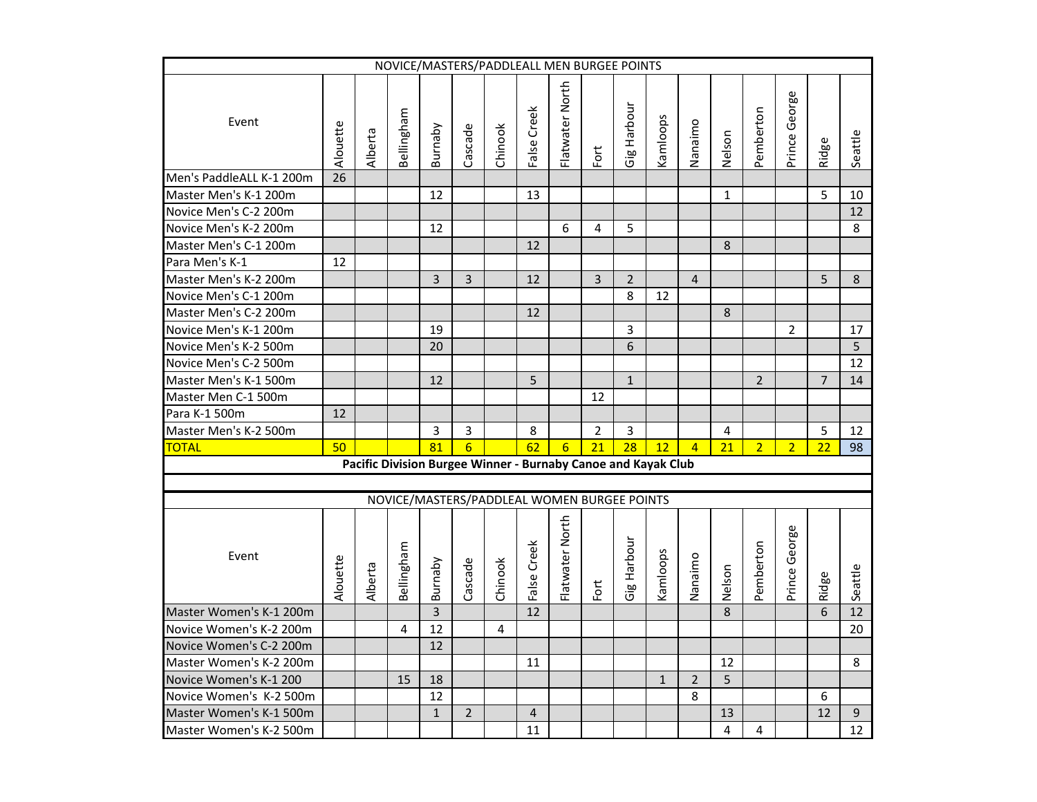| NOVICE/MASTERS/PADDLEALL MEN BURGEE POINTS | | | | | | | | | | | | | | | | | |
|---|---|---|---|---|---|---|---|---|---|---|---|---|---|---|---|---|---|
| Event | Alouette | Alberta | Bellingham | Burnaby | Cascade | Chinook | False Creek | Flatwater North | Fort | Gig Harbour | Kamloops | Nanaimo | Nelson | Pemberton | Prince George | Ridge | Seattle |
| Men's PaddleALL K-1 200m | 26 | | | | | | | | | | | | | | | | |
| Master Men's K-1 200m | | | | 12 | | | 13 | | | | | | 1 | | | 5 | 10 |
| Novice Men's C-2 200m | | | | | | | | | | | | | | | | | 12 |
| Novice Men's K-2 200m | | | | 12 | | | | 6 | 4 | 5 | | | | | | | 8 |
| Master Men's C-1 200m | | | | | | | 12 | | | | | | 8 | | | | |
| Para Men's K-1 | 12 | | | | | | | | | | | | | | | | |
| Master Men's K-2 200m | | | | 3 | 3 | | 12 | | 3 | 2 | | 4 | | | | 5 | 8 |
| Novice Men's C-1 200m | | | | | | | | | | 8 | 12 | | | | | | |
| Master Men's C-2 200m | | | | | | | 12 | | | | | | 8 | | | | |
| Novice Men's K-1 200m | | | | 19 | | | | | | 3 | | | | | 2 | | 17 |
| Novice Men's K-2 500m | | | | 20 | | | | | | 6 | | | | | | | 5 |
| Novice Men's C-2 500m | | | | | | | | | | | | | | | | | 12 |
| Master Men's K-1 500m | | | | 12 | | | 5 | | | 1 | | | | 2 | | 7 | 14 |
| Master Men C-1 500m | | | | | | | | | 12 | | | | | | | | |
| Para K-1 500m | 12 | | | | | | | | | | | | | | | | |
| Master Men's K-2 500m | | | | 3 | 3 | | 8 | | 2 | 3 | | | 4 | | | 5 | 12 |
| TOTAL | 50 | | | 81 | 6 | | 62 | 6 | 21 | 28 | 12 | 4 | 21 | 2 | 2 | 22 | 98 |

**Pacific Division Burgee Winner - Burnaby Canoe and Kayak Club**

| NOVICE/MASTERS/PADDLEAL WOMEN BURGEE POINTS | | | | | | | | | | | | | | | | | |
|---|---|---|---|---|---|---|---|---|---|---|---|---|---|---|---|---|---|
| Event | Alouette | Alberta | Bellingham | Burnaby | Cascade | Chinook | False Creek | Flatwater North | Fort | Gig Harbour | Kamloops | Nanaimo | Nelson | Pemberton | Prince George | Ridge | Seattle |
| Master Women's K-1 200m | | | | 3 | | | 12 | | | | | | 8 | | | 6 | 12 |
| Novice Women's K-2 200m | | | 4 | 12 | | 4 | | | | | | | | | | | 20 |
| Novice Women's C-2 200m | | | | 12 | | | | | | | | | | | | | |
| Master Women's K-2 200m | | | | | | | 11 | | | | | | 12 | | | | 8 |
| Novice Women's K-1 200 | | | 15 | 18 | | | | | | | 1 | 2 | 5 | | | | |
| Novice Women's  K-2 500m | | | | 12 | | | | | | | | 8 | | | | 6 | |
| Master Women's K-1 500m | | | | 1 | 2 | | 4 | | | | | | 13 | | | 12 | 9 |
| Master Women's K-2 500m | | | | | | | 11 | | | | | | 4 | 4 | | | 12 |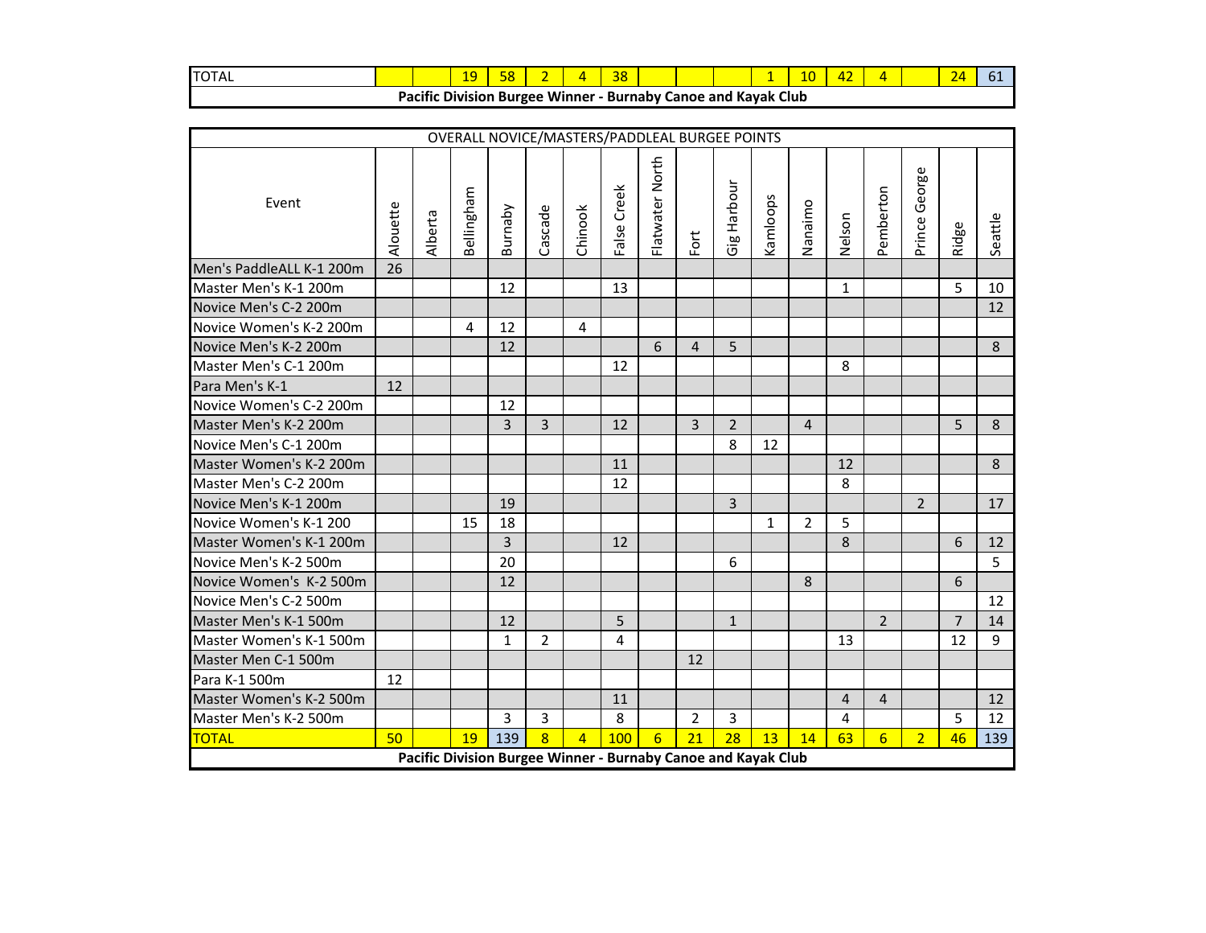| | | | | | | | | | | | | | | | | | |
|---|---|---|---|---|---|---|---|---|---|---|---|---|---|---|---|---|---|
| TOTAL | | | 19 | 58 | 2 | 4 | 38 | | | | 1 | 10 | 42 | 4 | | 24 | 61 |
| **Pacific Division Burgee Winner - Burnaby Canoe and Kayak Club** | | | | | | | | | | | | | | | | | |

| OVERALL NOVICE/MASTERS/PADDLEAL BURGEE POINTS | | | | | | | | | | | | | | | | | |
|---|---|---|---|---|---|---|---|---|---|---|---|---|---|---|---|---|---|
| Event | Alouette | Alberta | Bellingham | Burnaby | Cascade | Chinook | False Creek | Flatwater North | Fort | Gig Harbour | Kamloops | Nanaimo | Nelson | Pemberton | Prince George | Ridge | Seattle |
| Men's PaddleALL K-1 200m | 26 | | | | | | | | | | | | | | | | |
| Master Men's K-1 200m | | | | 12 | | | 13 | | | | | | 1 | | | 5 | 10 |
| Novice Men's C-2 200m | | | | | | | | | | | | | | | | | 12 |
| Novice Women's K-2 200m | | | 4 | 12 | | 4 | | | | | | | | | | | |
| Novice Men's K-2 200m | | | | 12 | | | | 6 | 4 | 5 | | | | | | | 8 |
| Master Men's C-1 200m | | | | | | | 12 | | | | | | 8 | | | | |
| Para Men's K-1 | 12 | | | | | | | | | | | | | | | | |
| Novice Women's C-2 200m | | | | 12 | | | | | | | | | | | | | |
| Master Men's K-2 200m | | | | 3 | 3 | | 12 | | 3 | 2 | | 4 | | | | 5 | 8 |
| Novice Men's C-1 200m | | | | | | | | | | 8 | 12 | | | | | | |
| Master Women's K-2 200m | | | | | | | 11 | | | | | | 12 | | | | 8 |
| Master Men's C-2 200m | | | | | | | 12 | | | | | | 8 | | | | |
| Novice Men's K-1 200m | | | | 19 | | | | | | 3 | | | | | 2 | | 17 |
| Novice Women's K-1 200 | | | 15 | 18 | | | | | | | 1 | 2 | 5 | | | | |
| Master Women's K-1 200m | | | | 3 | | | 12 | | | | | | 8 | | | 6 | 12 |
| Novice Men's K-2 500m | | | | 20 | | | | | | 6 | | | | | | | 5 |
| Novice Women's K-2 500m | | | | 12 | | | | | | | | 8 | | | | 6 | |
| Novice Men's C-2 500m | | | | | | | | | | | | | | | | | 12 |
| Master Men's K-1 500m | | | | 12 | | | 5 | | | 1 | | | | 2 | | 7 | 14 |
| Master Women's K-1 500m | | | | 1 | 2 | | 4 | | | | | | 13 | | | 12 | 9 |
| Master Men C-1 500m | | | | | | | | | 12 | | | | | | | | |
| Para K-1 500m | 12 | | | | | | | | | | | | | | | | |
| Master Women's K-2 500m | | | | | | | 11 | | | | | | 4 | 4 | | | 12 |
| Master Men's K-2 500m | | | | 3 | 3 | | 8 | | 2 | 3 | | | 4 | | | 5 | 12 |
| TOTAL | 50 | | 19 | 139 | 8 | 4 | 100 | 6 | 21 | 28 | 13 | 14 | 63 | 6 | 2 | 46 | 139 |
| **Pacific Division Burgee Winner - Burnaby Canoe and Kayak Club** | | | | | | | | | | | | | | | | | |